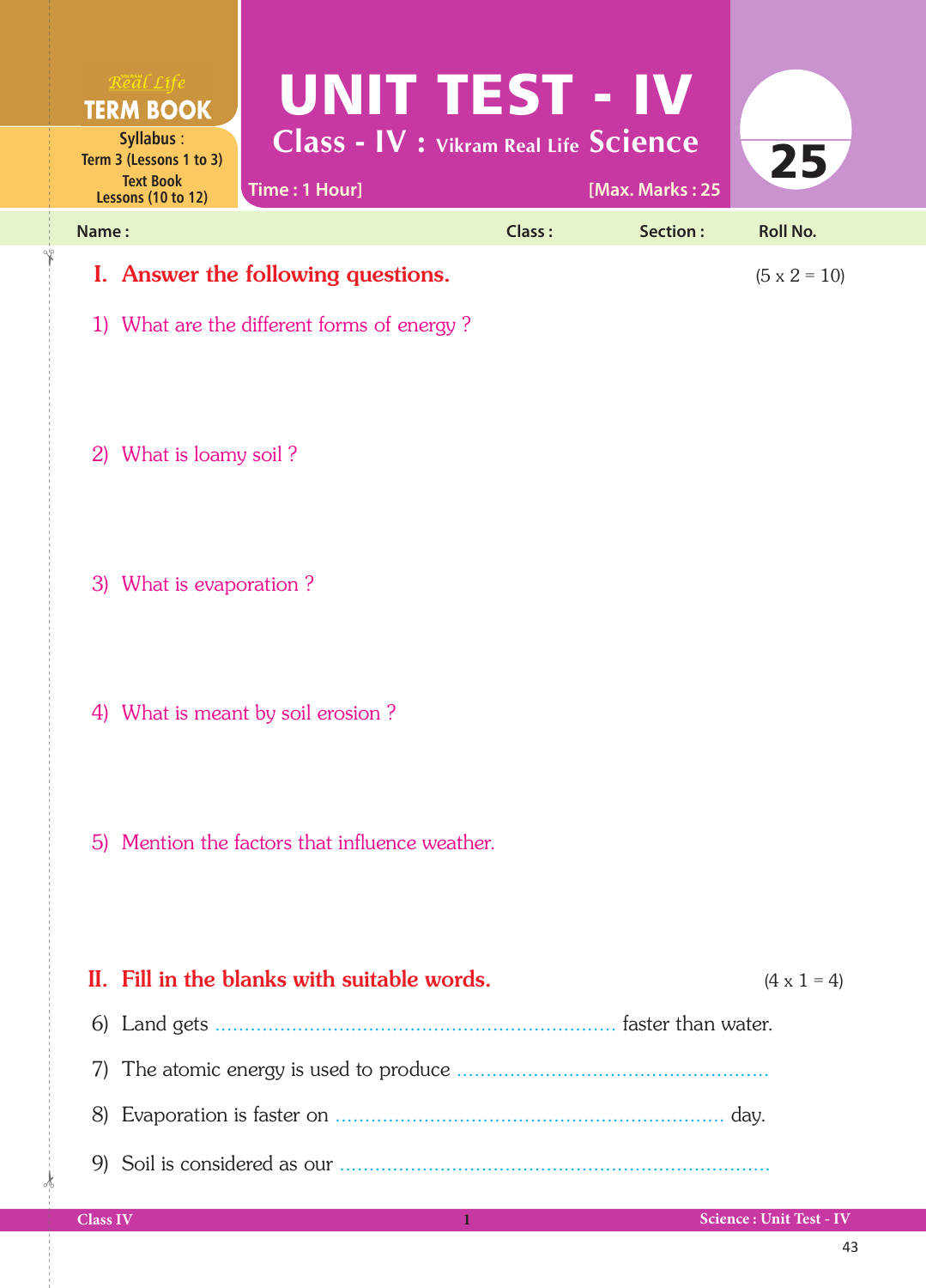Vikram Real Life **TERM BOOK**

Syllabus : Term 3 (Lessons 1 to 3)
Text Book Lessons (10 to 12)

# UNIT TEST - IV

## Class - IV : Vikram Real Life Science

Time : 1 Hour] [Max. Marks : 25

25

Name : Class : Section : Roll No.

## I. Answer the following questions. (5 x 2 = 10)

1) What are the different forms of energy ?

2) What is loamy soil ?

3) What is evaporation ?

4) What is meant by soil erosion ?

5) Mention the factors that influence weather.

## II. Fill in the blanks with suitable words. (4 x 1 = 4)

6) Land gets .................................................................. faster than water.

7) The atomic energy is used to produce ..................................................

8) Evaporation is faster on ............................................................... day.

9) Soil is considered as our ......................................................................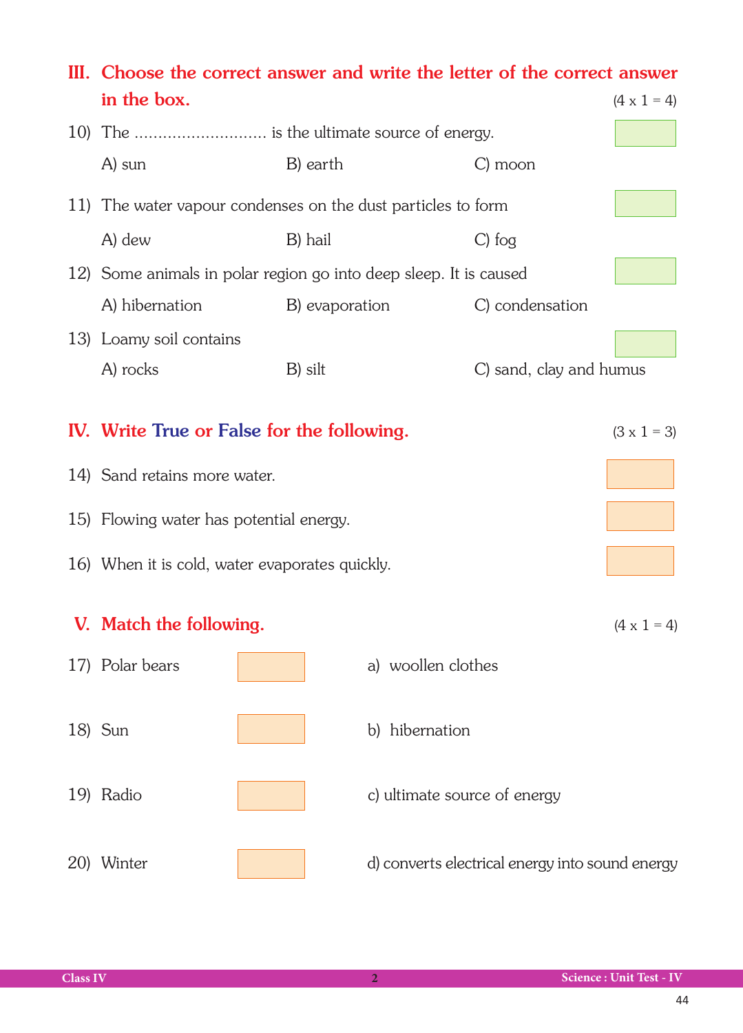## III. Choose the correct answer and write the letter of the correct answer in the box.

(4 x 1 = 4)

10) The ............................ is the ultimate source of energy.

A) sun B) earth C) moon

11) The water vapour condenses on the dust particles to form

A) dew B) hail C) fog

12) Some animals in polar region go into deep sleep. It is caused

A) hibernation B) evaporation C) condensation

13) Loamy soil contains

A) rocks B) silt C) sand, clay and humus

## IV. Write True or False for the following.

(3 x 1 = 3)

14) Sand retains more water.

15) Flowing water has potential energy.

16) When it is cold, water evaporates quickly.

## V. Match the following.

(4 x 1 = 4)

| | | |
|---|---|---|
| 17) Polar bears | | a) woollen clothes |
| 18) Sun | | b) hibernation |
| 19) Radio | | c) ultimate source of energy |
| 20) Winter | | d) converts electrical energy into sound energy |